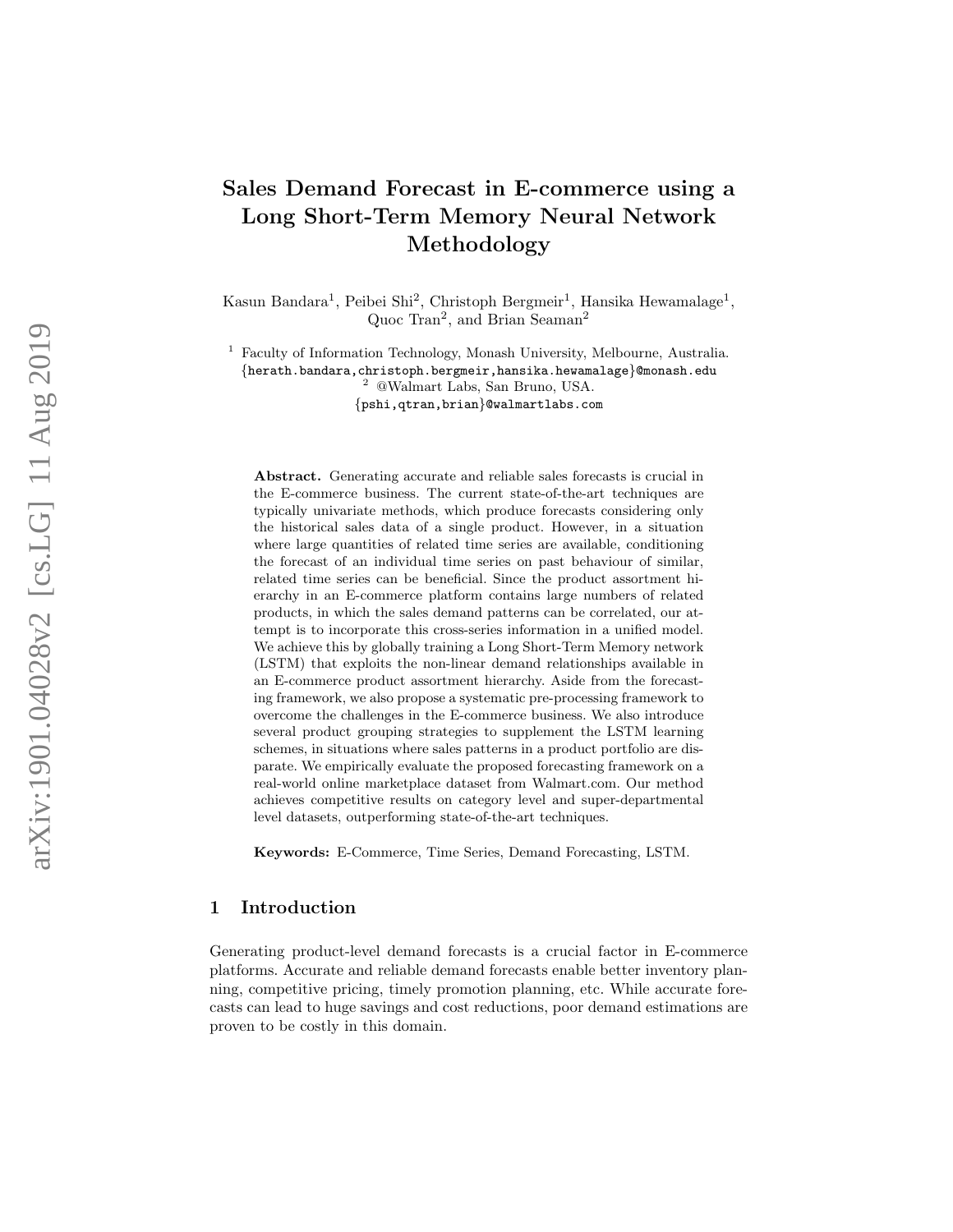# Sales Demand Forecast in E-commerce using a Long Short-Term Memory Neural Network Methodology

Kasun Bandara[1], Peibei Shi[2], Christoph Bergmeir[1], Hansika Hewamalage[1], Quoc Tran[2], and Brian Seaman[2]

[1] Faculty of Information Technology, Monash University, Melbourne, Australia.
{herath.bandara,christoph.bergmeir,hansika.hewamalage}@monash.edu
[2] @Walmart Labs, San Bruno, USA.
{pshi,qtran,brian}@walmartlabs.com

**Abstract.** Generating accurate and reliable sales forecasts is crucial in the E-commerce business. The current state-of-the-art techniques are typically univariate methods, which produce forecasts considering only the historical sales data of a single product. However, in a situation where large quantities of related time series are available, conditioning the forecast of an individual time series on past behaviour of similar, related time series can be beneficial. Since the product assortment hierarchy in an E-commerce platform contains large numbers of related products, in which the sales demand patterns can be correlated, our attempt is to incorporate this cross-series information in a unified model. We achieve this by globally training a Long Short-Term Memory network (LSTM) that exploits the non-linear demand relationships available in an E-commerce product assortment hierarchy. Aside from the forecasting framework, we also propose a systematic pre-processing framework to overcome the challenges in the E-commerce business. We also introduce several product grouping strategies to supplement the LSTM learning schemes, in situations where sales patterns in a product portfolio are disparate. We empirically evaluate the proposed forecasting framework on a real-world online marketplace dataset from Walmart.com. Our method achieves competitive results on category level and super-departmental level datasets, outperforming state-of-the-art techniques.

**Keywords:** E-Commerce, Time Series, Demand Forecasting, LSTM.

## 1 Introduction

Generating product-level demand forecasts is a crucial factor in E-commerce platforms. Accurate and reliable demand forecasts enable better inventory planning, competitive pricing, timely promotion planning, etc. While accurate forecasts can lead to huge savings and cost reductions, poor demand estimations are proven to be costly in this domain.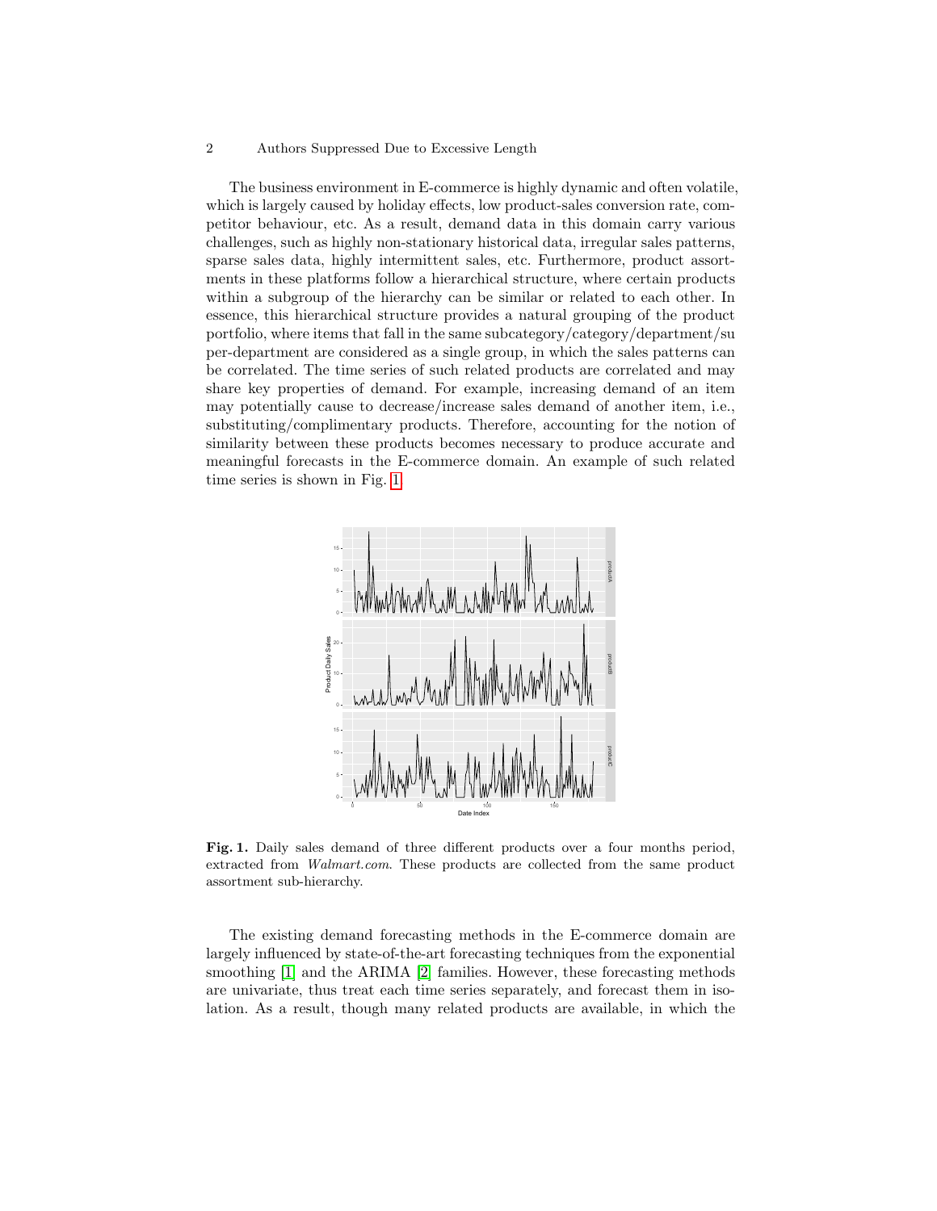The business environment in E-commerce is highly dynamic and often volatile, which is largely caused by holiday effects, low product-sales conversion rate, competitor behaviour, etc. As a result, demand data in this domain carry various challenges, such as highly non-stationary historical data, irregular sales patterns, sparse sales data, highly intermittent sales, etc. Furthermore, product assortments in these platforms follow a hierarchical structure, where certain products within a subgroup of the hierarchy can be similar or related to each other. In essence, this hierarchical structure provides a natural grouping of the product portfolio, where items that fall in the same subcategory/category/department/super-department are considered as a single group, in which the sales patterns can be correlated. The time series of such related products are correlated and may share key properties of demand. For example, increasing demand of an item may potentially cause to decrease/increase sales demand of another item, i.e., substituting/complimentary products. Therefore, accounting for the notion of similarity between these products becomes necessary to produce accurate and meaningful forecasts in the E-commerce domain. An example of such related time series is shown in Fig. 1.

**Fig. 1.** Daily sales demand of three different products over a four months period, extracted from *Walmart.com*. These products are collected from the same product assortment sub-hierarchy.

The existing demand forecasting methods in the E-commerce domain are largely influenced by state-of-the-art forecasting techniques from the exponential smoothing [1] and the ARIMA [2] families. However, these forecasting methods are univariate, thus treat each time series separately, and forecast them in isolation. As a result, though many related products are available, in which the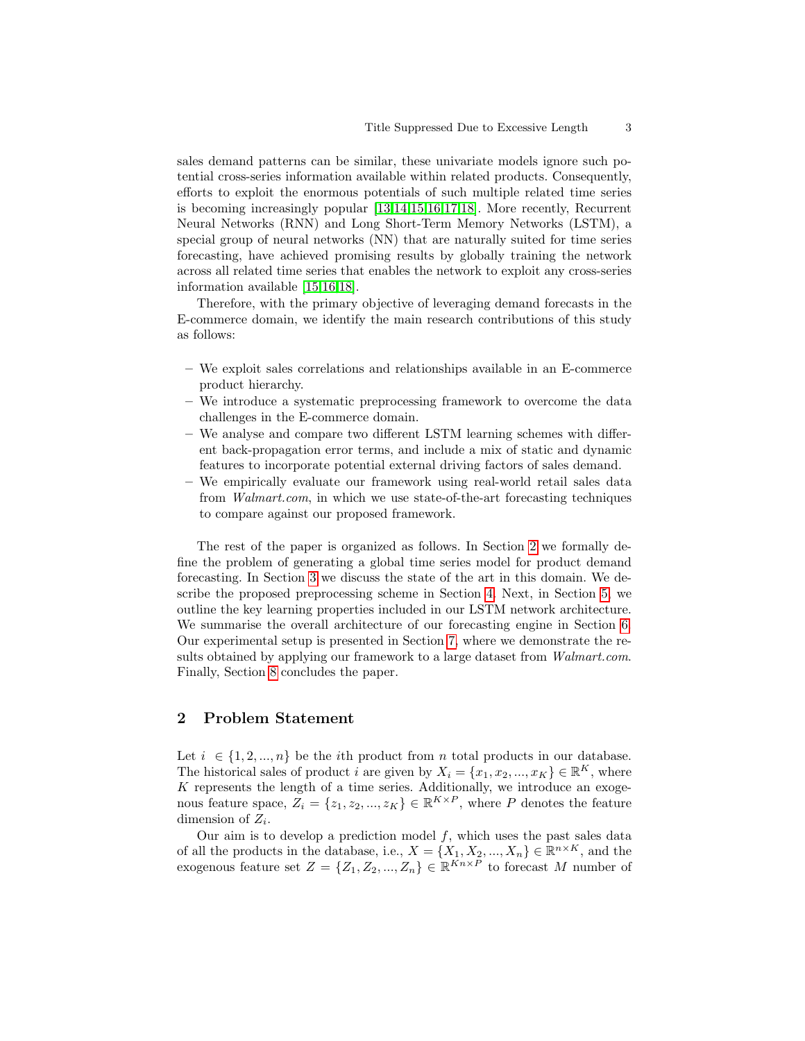sales demand patterns can be similar, these univariate models ignore such potential cross-series information available within related products. Consequently, efforts to exploit the enormous potentials of such multiple related time series is becoming increasingly popular [13,14,15,16,17,18]. More recently, Recurrent Neural Networks (RNN) and Long Short-Term Memory Networks (LSTM), a special group of neural networks (NN) that are naturally suited for time series forecasting, have achieved promising results by globally training the network across all related time series that enables the network to exploit any cross-series information available [15,16,18].

Therefore, with the primary objective of leveraging demand forecasts in the E-commerce domain, we identify the main research contributions of this study as follows:

- We exploit sales correlations and relationships available in an E-commerce product hierarchy.
- We introduce a systematic preprocessing framework to overcome the data challenges in the E-commerce domain.
- We analyse and compare two different LSTM learning schemes with different back-propagation error terms, and include a mix of static and dynamic features to incorporate potential external driving factors of sales demand.
- We empirically evaluate our framework using real-world retail sales data from *Walmart.com*, in which we use state-of-the-art forecasting techniques to compare against our proposed framework.

The rest of the paper is organized as follows. In Section 2 we formally define the problem of generating a global time series model for product demand forecasting. In Section 3 we discuss the state of the art in this domain. We describe the proposed preprocessing scheme in Section 4. Next, in Section 5, we outline the key learning properties included in our LSTM network architecture. We summarise the overall architecture of our forecasting engine in Section 6. Our experimental setup is presented in Section 7, where we demonstrate the results obtained by applying our framework to a large dataset from *Walmart.com*. Finally, Section 8 concludes the paper.

## 2 Problem Statement

Let $i \in \{1, 2, ..., n\}$ be the $i$th product from $n$ total products in our database. The historical sales of product $i$ are given by $X_i = \{x_1, x_2, ..., x_K\} \in \mathbb{R}^K$, where $K$ represents the length of a time series. Additionally, we introduce an exogenous feature space, $Z_i = \{z_1, z_2, ..., z_K\} \in \mathbb{R}^{K \times P}$, where $P$ denotes the feature dimension of $Z_i$.

Our aim is to develop a prediction model $f$, which uses the past sales data of all the products in the database, i.e., $X = \{X_1, X_2, ..., X_n\} \in \mathbb{R}^{n \times K}$, and the exogenous feature set $Z = \{Z_1, Z_2, ..., Z_n\} \in \mathbb{R}^{Kn \times P}$ to forecast $M$ number of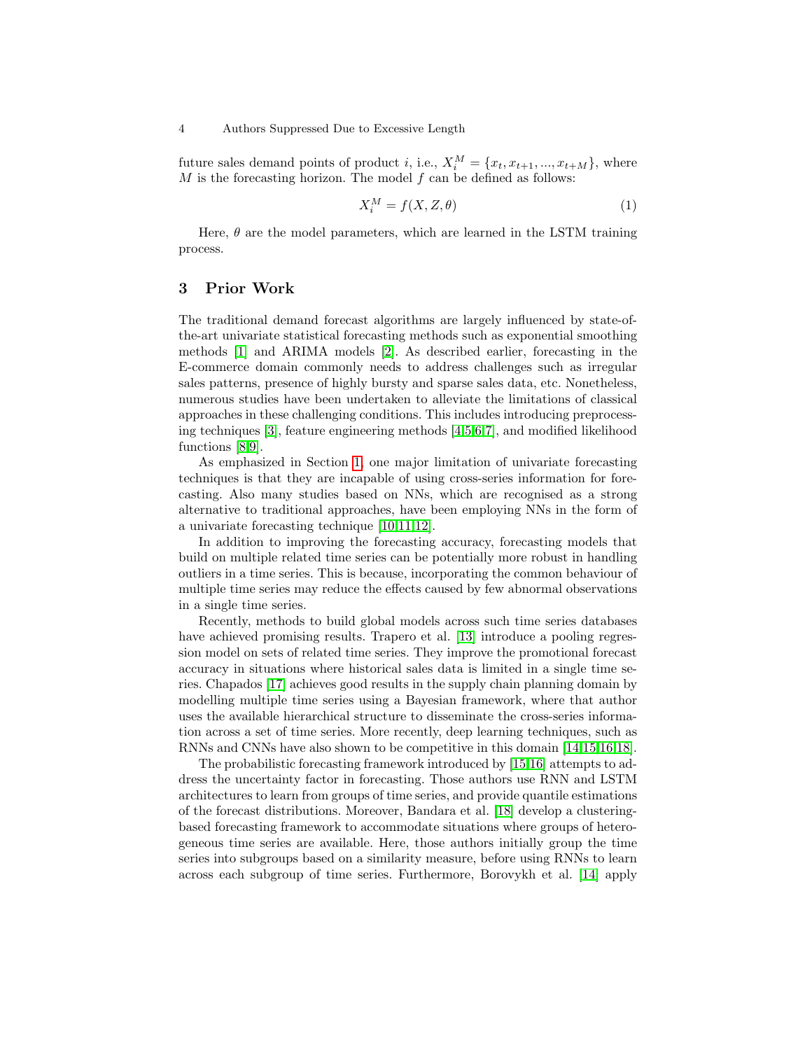future sales demand points of product $i$, i.e., $X_i^M = \{x_t, x_{t+1}, ..., x_{t+M}\}$, where $M$ is the forecasting horizon. The model $f$ can be defined as follows:

$$X_i^M = f(X, Z, \theta) \tag{1}$$

Here, $\theta$ are the model parameters, which are learned in the LSTM training process.

## 3 Prior Work

The traditional demand forecast algorithms are largely influenced by state-of-the-art univariate statistical forecasting methods such as exponential smoothing methods [1] and ARIMA models [2]. As described earlier, forecasting in the E-commerce domain commonly needs to address challenges such as irregular sales patterns, presence of highly bursty and sparse sales data, etc. Nonetheless, numerous studies have been undertaken to alleviate the limitations of classical approaches in these challenging conditions. This includes introducing preprocessing techniques [3], feature engineering methods [4,5,6,7], and modified likelihood functions [8,9].

As emphasized in Section 1, one major limitation of univariate forecasting techniques is that they are incapable of using cross-series information for forecasting. Also many studies based on NNs, which are recognised as a strong alternative to traditional approaches, have been employing NNs in the form of a univariate forecasting technique [10,11,12].

In addition to improving the forecasting accuracy, forecasting models that build on multiple related time series can be potentially more robust in handling outliers in a time series. This is because, incorporating the common behaviour of multiple time series may reduce the effects caused by few abnormal observations in a single time series.

Recently, methods to build global models across such time series databases have achieved promising results. Trapero et al. [13] introduce a pooling regression model on sets of related time series. They improve the promotional forecast accuracy in situations where historical sales data is limited in a single time series. Chapados [17] achieves good results in the supply chain planning domain by modelling multiple time series using a Bayesian framework, where that author uses the available hierarchical structure to disseminate the cross-series information across a set of time series. More recently, deep learning techniques, such as RNNs and CNNs have also shown to be competitive in this domain [14,15,16,18].

The probabilistic forecasting framework introduced by [15,16] attempts to address the uncertainty factor in forecasting. Those authors use RNN and LSTM architectures to learn from groups of time series, and provide quantile estimations of the forecast distributions. Moreover, Bandara et al. [18] develop a clustering-based forecasting framework to accommodate situations where groups of heterogeneous time series are available. Here, those authors initially group the time series into subgroups based on a similarity measure, before using RNNs to learn across each subgroup of time series. Furthermore, Borovykh et al. [14] apply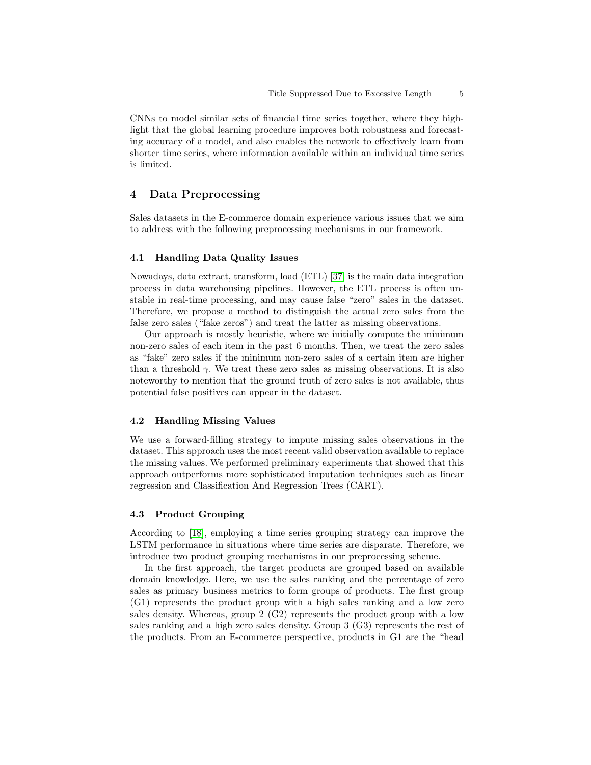CNNs to model similar sets of financial time series together, where they highlight that the global learning procedure improves both robustness and forecasting accuracy of a model, and also enables the network to effectively learn from shorter time series, where information available within an individual time series is limited.

## 4 Data Preprocessing

Sales datasets in the E-commerce domain experience various issues that we aim to address with the following preprocessing mechanisms in our framework.

### 4.1 Handling Data Quality Issues

Nowadays, data extract, transform, load (ETL) [37] is the main data integration process in data warehousing pipelines. However, the ETL process is often unstable in real-time processing, and may cause false "zero" sales in the dataset. Therefore, we propose a method to distinguish the actual zero sales from the false zero sales ("fake zeros") and treat the latter as missing observations.

Our approach is mostly heuristic, where we initially compute the minimum non-zero sales of each item in the past 6 months. Then, we treat the zero sales as "fake" zero sales if the minimum non-zero sales of a certain item are higher than a threshold $\gamma$. We treat these zero sales as missing observations. It is also noteworthy to mention that the ground truth of zero sales is not available, thus potential false positives can appear in the dataset.

### 4.2 Handling Missing Values

We use a forward-filling strategy to impute missing sales observations in the dataset. This approach uses the most recent valid observation available to replace the missing values. We performed preliminary experiments that showed that this approach outperforms more sophisticated imputation techniques such as linear regression and Classification And Regression Trees (CART).

### 4.3 Product Grouping

According to [18], employing a time series grouping strategy can improve the LSTM performance in situations where time series are disparate. Therefore, we introduce two product grouping mechanisms in our preprocessing scheme.

In the first approach, the target products are grouped based on available domain knowledge. Here, we use the sales ranking and the percentage of zero sales as primary business metrics to form groups of products. The first group (G1) represents the product group with a high sales ranking and a low zero sales density. Whereas, group 2 (G2) represents the product group with a low sales ranking and a high zero sales density. Group 3 (G3) represents the rest of the products. From an E-commerce perspective, products in G1 are the "head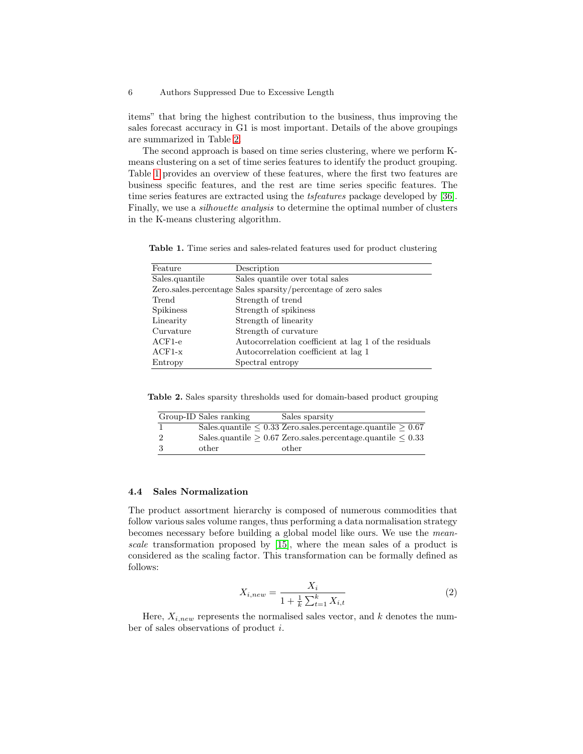items" that bring the highest contribution to the business, thus improving the sales forecast accuracy in G1 is most important. Details of the above groupings are summarized in Table 2.

The second approach is based on time series clustering, where we perform K-means clustering on a set of time series features to identify the product grouping. Table 1 provides an overview of these features, where the first two features are business specific features, and the rest are time series specific features. The time series features are extracted using the *tsfeatures* package developed by [36]. Finally, we use a *silhouette analysis* to determine the optimal number of clusters in the K-means clustering algorithm.

**Table 1.** Time series and sales-related features used for product clustering

| Feature | Description |
|---|---|
| Sales.quantile | Sales quantile over total sales |
| Zero.sales.percentage | Sales sparsity/percentage of zero sales |
| Trend | Strength of trend |
| Spikiness | Strength of spikiness |
| Linearity | Strength of linearity |
| Curvature | Strength of curvature |
| ACF1-e | Autocorrelation coefficient at lag 1 of the residuals |
| ACF1-x | Autocorrelation coefficient at lag 1 |
| Entropy | Spectral entropy |

**Table 2.** Sales sparsity thresholds used for domain-based product grouping

| Group-ID | Sales ranking | Sales sparsity |
|---|---|---|
| 1 | Sales.quantile $\leq 0.33$ | Zero.sales.percentage.quantile $\geq 0.67$ |
| 2 | Sales.quantile $\geq 0.67$ | Zero.sales.percentage.quantile $\leq 0.33$ |
| 3 | other | other |

### 4.4 Sales Normalization

The product assortment hierarchy is composed of numerous commodities that follow various sales volume ranges, thus performing a data normalisation strategy becomes necessary before building a global model like ours. We use the *mean-scale* transformation proposed by [15], where the mean sales of a product is considered as the scaling factor. This transformation can be formally defined as follows:

$$X_{i,new} = \frac{X_i}{1 + \frac{1}{k}\sum_{t=1}^{k} X_{i,t}} \tag{2}$$

Here, $X_{i,new}$ represents the normalised sales vector, and $k$ denotes the number of sales observations of product $i$.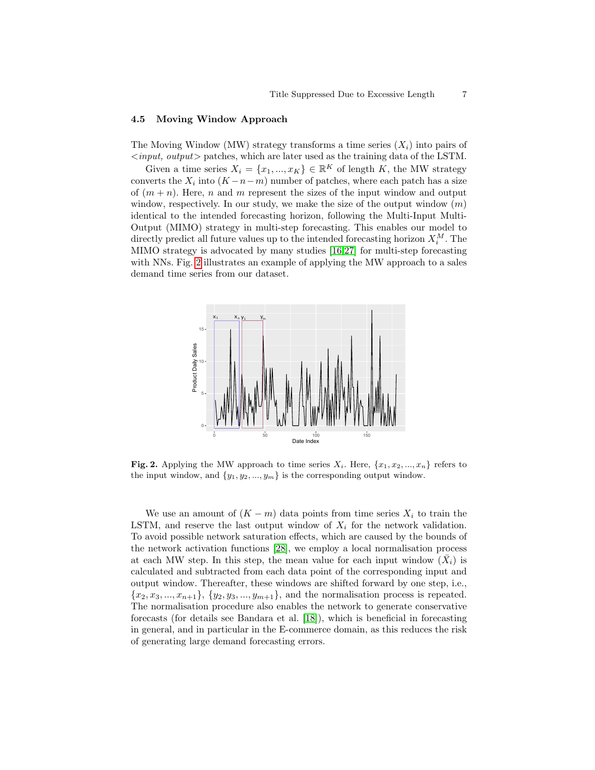### 4.5 Moving Window Approach

The Moving Window (MW) strategy transforms a time series ($X_i$) into pairs of <*input, output*> patches, which are later used as the training data of the LSTM.

Given a time series $X_i = \{x_1, ..., x_K\} \in \mathbb{R}^K$ of length $K$, the MW strategy converts the $X_i$ into $(K-n-m)$ number of patches, where each patch has a size of $(m+n)$. Here, $n$ and $m$ represent the sizes of the input window and output window, respectively. In our study, we make the size of the output window ($m$) identical to the intended forecasting horizon, following the Multi-Input Multi-Output (MIMO) strategy in multi-step forecasting. This enables our model to directly predict all future values up to the intended forecasting horizon $X_i^M$. The MIMO strategy is advocated by many studies [16,27] for multi-step forecasting with NNs. Fig. 2 illustrates an example of applying the MW approach to a sales demand time series from our dataset.

**Fig. 2.** Applying the MW approach to time series $X_i$. Here, $\{x_1, x_2, ..., x_n\}$ refers to the input window, and $\{y_1, y_2, ..., y_m\}$ is the corresponding output window.

We use an amount of $(K-m)$ data points from time series $X_i$ to train the LSTM, and reserve the last output window of $X_i$ for the network validation. To avoid possible network saturation effects, which are caused by the bounds of the network activation functions [28], we employ a local normalisation process at each MW step. In this step, the mean value for each input window ($\bar{X}_i$) is calculated and subtracted from each data point of the corresponding input and output window. Thereafter, these windows are shifted forward by one step, i.e., $\{x_2, x_3, ..., x_{n+1}\}$, $\{y_2, y_3, ..., y_{m+1}\}$, and the normalisation process is repeated. The normalisation procedure also enables the network to generate conservative forecasts (for details see Bandara et al. [18]), which is beneficial in forecasting in general, and in particular in the E-commerce domain, as this reduces the risk of generating large demand forecasting errors.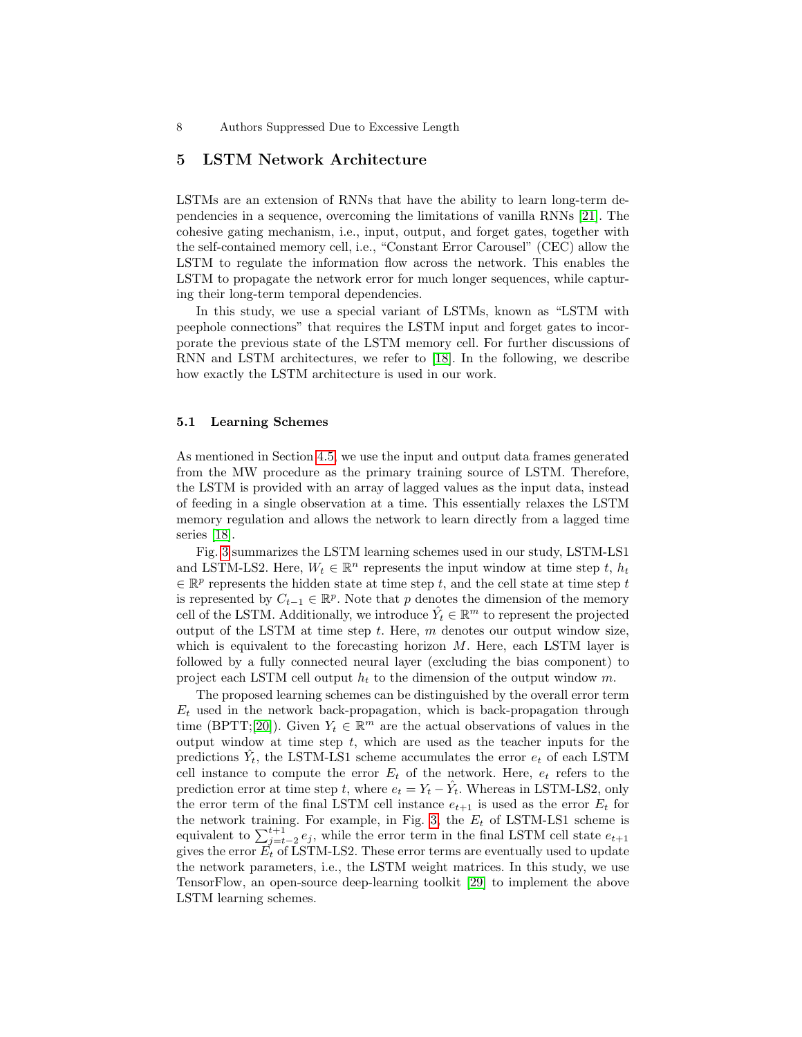## 5 LSTM Network Architecture

LSTMs are an extension of RNNs that have the ability to learn long-term dependencies in a sequence, overcoming the limitations of vanilla RNNs [21]. The cohesive gating mechanism, i.e., input, output, and forget gates, together with the self-contained memory cell, i.e., "Constant Error Carousel" (CEC) allow the LSTM to regulate the information flow across the network. This enables the LSTM to propagate the network error for much longer sequences, while capturing their long-term temporal dependencies.

In this study, we use a special variant of LSTMs, known as "LSTM with peephole connections" that requires the LSTM input and forget gates to incorporate the previous state of the LSTM memory cell. For further discussions of RNN and LSTM architectures, we refer to [18]. In the following, we describe how exactly the LSTM architecture is used in our work.

### 5.1 Learning Schemes

As mentioned in Section 4.5, we use the input and output data frames generated from the MW procedure as the primary training source of LSTM. Therefore, the LSTM is provided with an array of lagged values as the input data, instead of feeding in a single observation at a time. This essentially relaxes the LSTM memory regulation and allows the network to learn directly from a lagged time series [18].

Fig. 3 summarizes the LSTM learning schemes used in our study, LSTM-LS1 and LSTM-LS2. Here, $W_t \in \mathbb{R}^n$ represents the input window at time step $t$, $h_t \in \mathbb{R}^p$ represents the hidden state at time step $t$, and the cell state at time step $t$ is represented by $C_{t-1} \in \mathbb{R}^p$. Note that $p$ denotes the dimension of the memory cell of the LSTM. Additionally, we introduce $\hat{Y}_t \in \mathbb{R}^m$ to represent the projected output of the LSTM at time step $t$. Here, $m$ denotes our output window size, which is equivalent to the forecasting horizon $M$. Here, each LSTM layer is followed by a fully connected neural layer (excluding the bias component) to project each LSTM cell output $h_t$ to the dimension of the output window $m$.

The proposed learning schemes can be distinguished by the overall error term $E_t$ used in the network back-propagation, which is back-propagation through time (BPTT;[20]). Given $Y_t \in \mathbb{R}^m$ are the actual observations of values in the output window at time step $t$, which are used as the teacher inputs for the predictions $\hat{Y}_t$, the LSTM-LS1 scheme accumulates the error $e_t$ of each LSTM cell instance to compute the error $E_t$ of the network. Here, $e_t$ refers to the prediction error at time step $t$, where $e_t = Y_t - \hat{Y}_t$. Whereas in LSTM-LS2, only the error term of the final LSTM cell instance $e_{t+1}$ is used as the error $E_t$ for the network training. For example, in Fig. 3, the $E_t$ of LSTM-LS1 scheme is equivalent to $\sum_{j=t-2}^{t+1} e_j$, while the error term in the final LSTM cell state $e_{t+1}$ gives the error $E_t$ of LSTM-LS2. These error terms are eventually used to update the network parameters, i.e., the LSTM weight matrices. In this study, we use TensorFlow, an open-source deep-learning toolkit [29] to implement the above LSTM learning schemes.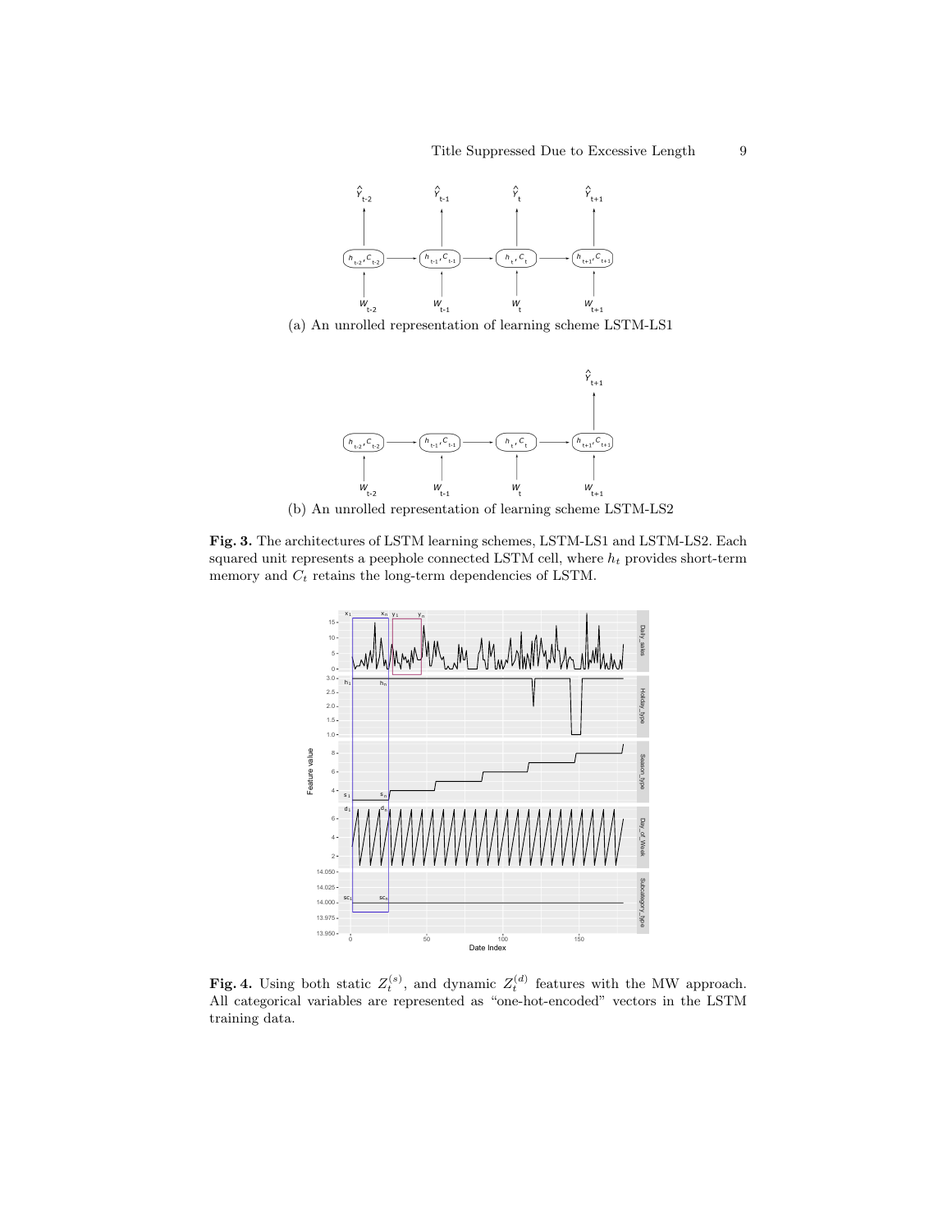(a) An unrolled representation of learning scheme LSTM-LS1

(b) An unrolled representation of learning scheme LSTM-LS2

**Fig. 3.** The architectures of LSTM learning schemes, LSTM-LS1 and LSTM-LS2. Each squared unit represents a peephole connected LSTM cell, where $h_t$ provides short-term memory and $C_t$ retains the long-term dependencies of LSTM.

**Fig. 4.** Using both static $Z_t^{(s)}$, and dynamic $Z_t^{(d)}$ features with the MW approach. All categorical variables are represented as "one-hot-encoded" vectors in the LSTM training data.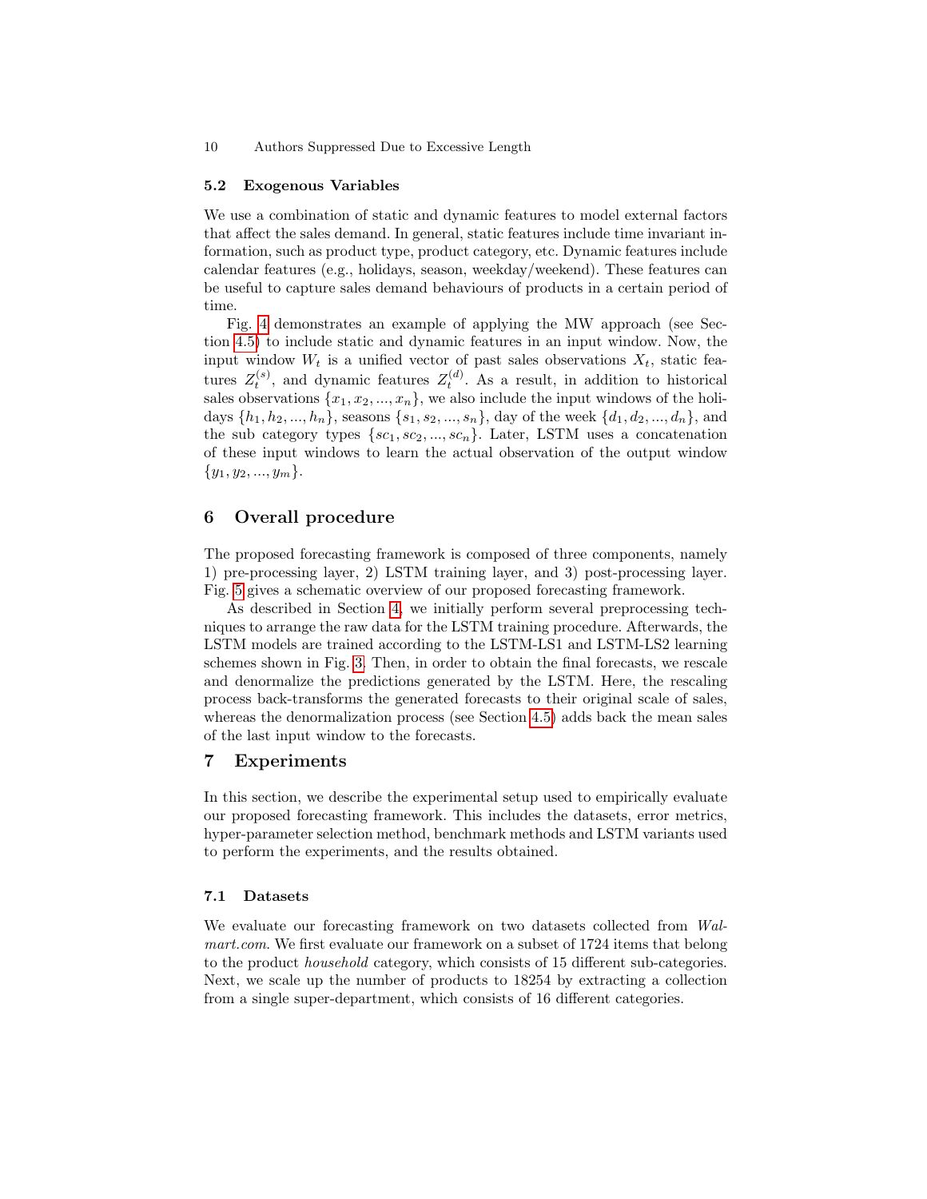### 5.2 Exogenous Variables

We use a combination of static and dynamic features to model external factors that affect the sales demand. In general, static features include time invariant information, such as product type, product category, etc. Dynamic features include calendar features (e.g., holidays, season, weekday/weekend). These features can be useful to capture sales demand behaviours of products in a certain period of time.

Fig. 4 demonstrates an example of applying the MW approach (see Section 4.5) to include static and dynamic features in an input window. Now, the input window $W_t$ is a unified vector of past sales observations $X_t$, static features $Z_t^{(s)}$, and dynamic features $Z_t^{(d)}$. As a result, in addition to historical sales observations $\{x_1, x_2, ..., x_n\}$, we also include the input windows of the holidays $\{h_1, h_2, ..., h_n\}$, seasons $\{s_1, s_2, ..., s_n\}$, day of the week $\{d_1, d_2, ..., d_n\}$, and the sub category types $\{sc_1, sc_2, ..., sc_n\}$. Later, LSTM uses a concatenation of these input windows to learn the actual observation of the output window $\{y_1, y_2, ..., y_m\}$.

## 6 Overall procedure

The proposed forecasting framework is composed of three components, namely 1) pre-processing layer, 2) LSTM training layer, and 3) post-processing layer. Fig. 5 gives a schematic overview of our proposed forecasting framework.

As described in Section 4, we initially perform several preprocessing techniques to arrange the raw data for the LSTM training procedure. Afterwards, the LSTM models are trained according to the LSTM-LS1 and LSTM-LS2 learning schemes shown in Fig. 3. Then, in order to obtain the final forecasts, we rescale and denormalize the predictions generated by the LSTM. Here, the rescaling process back-transforms the generated forecasts to their original scale of sales, whereas the denormalization process (see Section 4.5) adds back the mean sales of the last input window to the forecasts.

## 7 Experiments

In this section, we describe the experimental setup used to empirically evaluate our proposed forecasting framework. This includes the datasets, error metrics, hyper-parameter selection method, benchmark methods and LSTM variants used to perform the experiments, and the results obtained.

### 7.1 Datasets

We evaluate our forecasting framework on two datasets collected from *Walmart.com*. We first evaluate our framework on a subset of 1724 items that belong to the product *household* category, which consists of 15 different sub-categories. Next, we scale up the number of products to 18254 by extracting a collection from a single super-department, which consists of 16 different categories.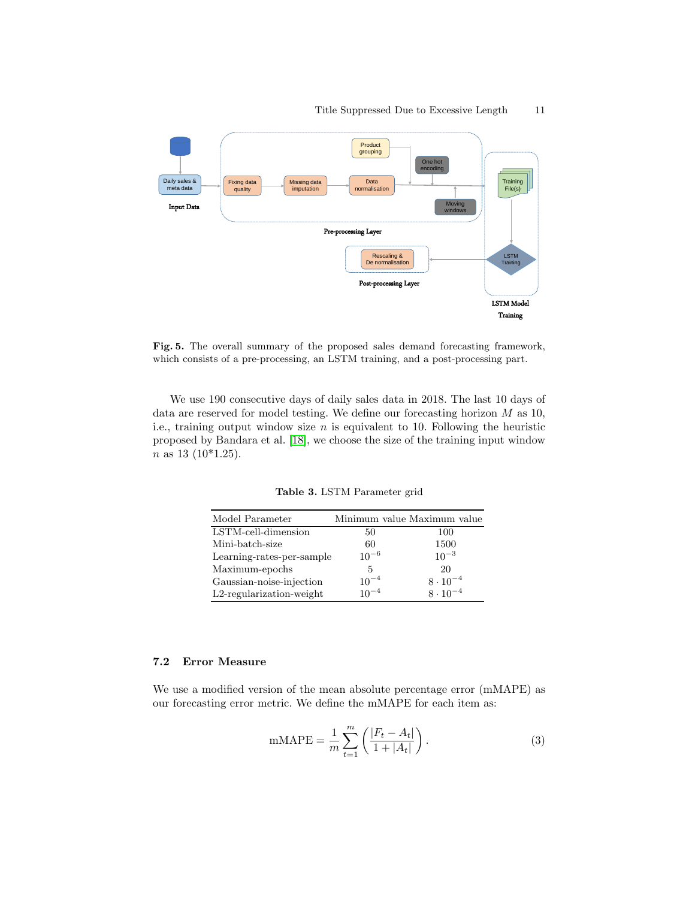Fig. 5. The overall summary of the proposed sales demand forecasting framework, which consists of a pre-processing, an LSTM training, and a post-processing part.

We use 190 consecutive days of daily sales data in 2018. The last 10 days of data are reserved for model testing. We define our forecasting horizon $M$ as 10, i.e., training output window size $n$ is equivalent to 10. Following the heuristic proposed by Bandara et al. [18], we choose the size of the training input window $n$ as 13 (10*1.25).

**Table 3.** LSTM Parameter grid

| Model Parameter | Minimum value | Maximum value |
|---|---|---|
| LSTM-cell-dimension | 50 | 100 |
| Mini-batch-size | 60 | 1500 |
| Learning-rates-per-sample | $10^{-6}$ | $10^{-3}$ |
| Maximum-epochs | 5 | 20 |
| Gaussian-noise-injection | $10^{-4}$ | $8 \cdot 10^{-4}$ |
| L2-regularization-weight | $10^{-4}$ | $8 \cdot 10^{-4}$ |

### 7.2 Error Measure

We use a modified version of the mean absolute percentage error (mMAPE) as our forecasting error metric. We define the mMAPE for each item as:

$$\text{mMAPE} = \frac{1}{m} \sum_{t=1}^{m} \left( \frac{|F_t - A_t|}{1 + |A_t|} \right). \tag{3}$$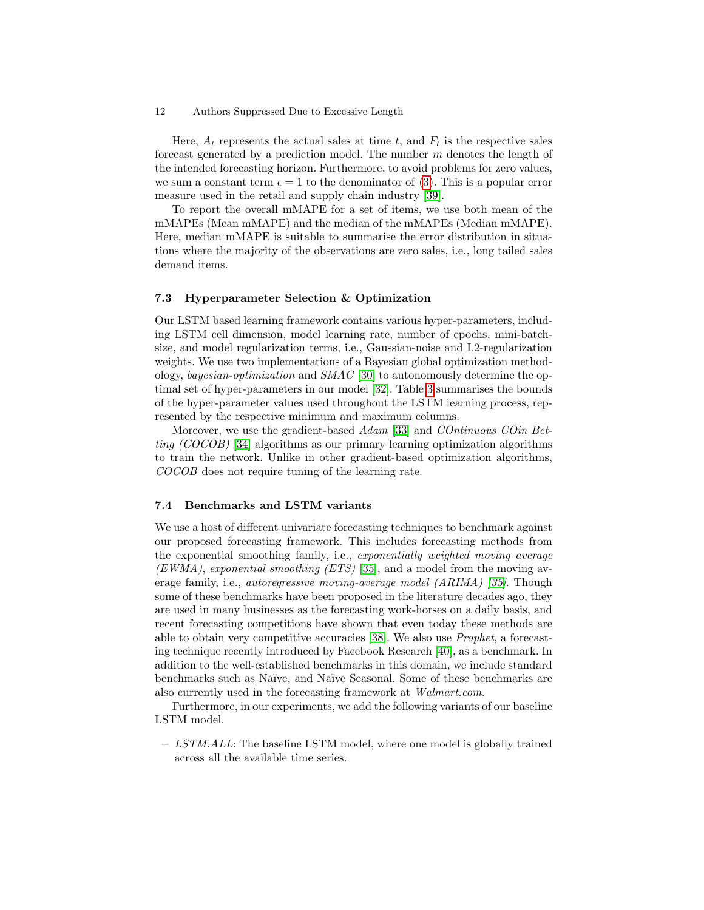Here, $A_t$ represents the actual sales at time $t$, and $F_t$ is the respective sales forecast generated by a prediction model. The number $m$ denotes the length of the intended forecasting horizon. Furthermore, to avoid problems for zero values, we sum a constant term $\epsilon = 1$ to the denominator of (3). This is a popular error measure used in the retail and supply chain industry [39].

To report the overall mMAPE for a set of items, we use both mean of the mMAPEs (Mean mMAPE) and the median of the mMAPEs (Median mMAPE). Here, median mMAPE is suitable to summarise the error distribution in situations where the majority of the observations are zero sales, i.e., long tailed sales demand items.

### 7.3 Hyperparameter Selection & Optimization

Our LSTM based learning framework contains various hyper-parameters, including LSTM cell dimension, model learning rate, number of epochs, mini-batch-size, and model regularization terms, i.e., Gaussian-noise and L2-regularization weights. We use two implementations of a Bayesian global optimization methodology, *bayesian-optimization* and *SMAC* [30] to autonomously determine the optimal set of hyper-parameters in our model [32]. Table 3 summarises the bounds of the hyper-parameter values used throughout the LSTM learning process, represented by the respective minimum and maximum columns.

Moreover, we use the gradient-based *Adam* [33] and *COntinuous COin Betting (COCOB)* [34] algorithms as our primary learning optimization algorithms to train the network. Unlike in other gradient-based optimization algorithms, *COCOB* does not require tuning of the learning rate.

### 7.4 Benchmarks and LSTM variants

We use a host of different univariate forecasting techniques to benchmark against our proposed forecasting framework. This includes forecasting methods from the exponential smoothing family, i.e., *exponentially weighted moving average (EWMA)*, *exponential smoothing (ETS)* [35], and a model from the moving average family, i.e., *autoregressive moving-average model (ARIMA) [35]*. Though some of these benchmarks have been proposed in the literature decades ago, they are used in many businesses as the forecasting work-horses on a daily basis, and recent forecasting competitions have shown that even today these methods are able to obtain very competitive accuracies [38]. We also use *Prophet*, a forecasting technique recently introduced by Facebook Research [40], as a benchmark. In addition to the well-established benchmarks in this domain, we include standard benchmarks such as Naïve, and Naïve Seasonal. Some of these benchmarks are also currently used in the forecasting framework at *Walmart.com*.

Furthermore, in our experiments, we add the following variants of our baseline LSTM model.

- *LSTM.ALL*: The baseline LSTM model, where one model is globally trained across all the available time series.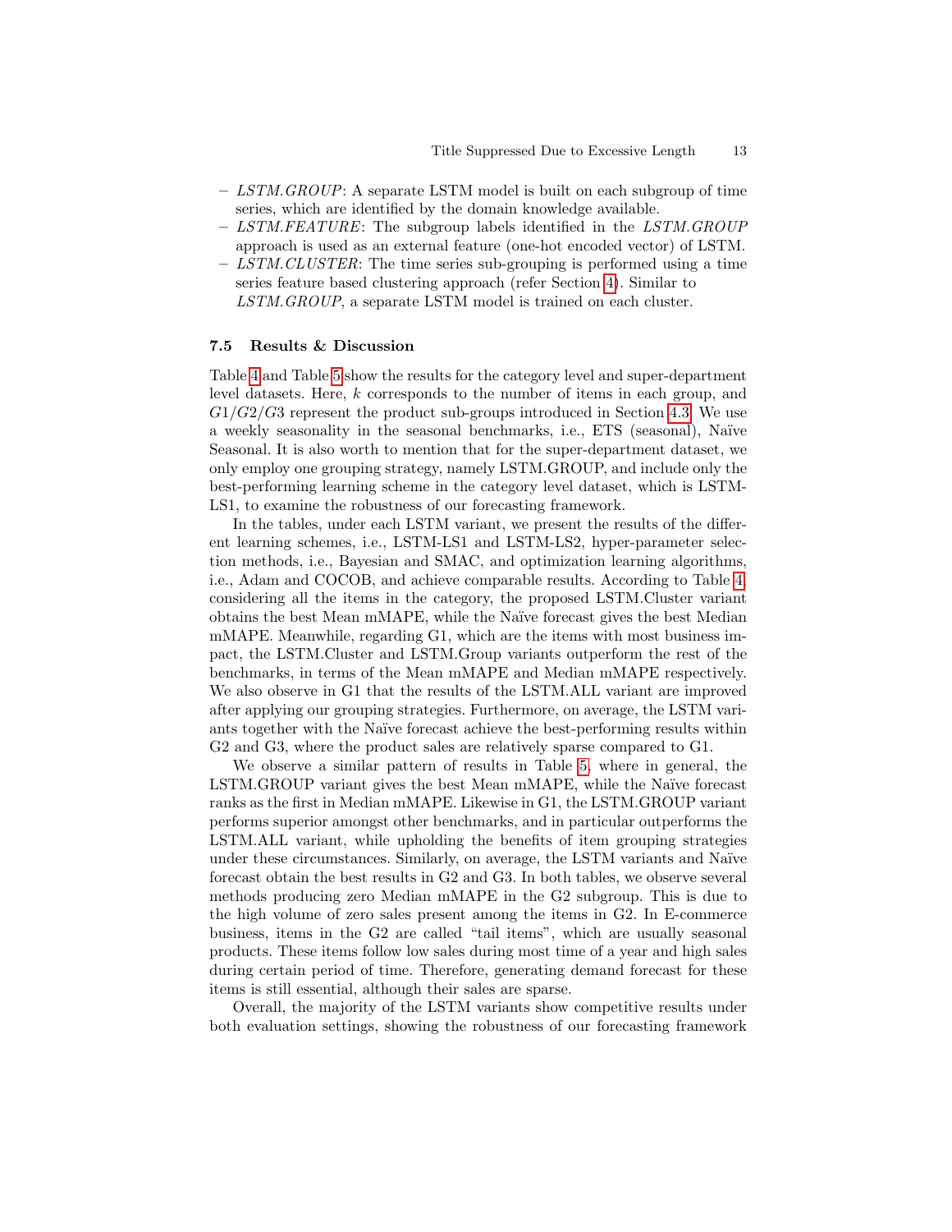- *LSTM.GROUP*: A separate LSTM model is built on each subgroup of time series, which are identified by the domain knowledge available.
- *LSTM.FEATURE*: The subgroup labels identified in the *LSTM.GROUP* approach is used as an external feature (one-hot encoded vector) of LSTM.
- *LSTM.CLUSTER*: The time series sub-grouping is performed using a time series feature based clustering approach (refer Section 4). Similar to *LSTM.GROUP*, a separate LSTM model is trained on each cluster.

### 7.5 Results & Discussion

Table 4 and Table 5 show the results for the category level and super-department level datasets. Here, $k$ corresponds to the number of items in each group, and $G1/G2/G3$ represent the product sub-groups introduced in Section 4.3. We use a weekly seasonality in the seasonal benchmarks, i.e., ETS (seasonal), Naïve Seasonal. It is also worth to mention that for the super-department dataset, we only employ one grouping strategy, namely LSTM.GROUP, and include only the best-performing learning scheme in the category level dataset, which is LSTM-LS1, to examine the robustness of our forecasting framework.

In the tables, under each LSTM variant, we present the results of the different learning schemes, i.e., LSTM-LS1 and LSTM-LS2, hyper-parameter selection methods, i.e., Bayesian and SMAC, and optimization learning algorithms, i.e., Adam and COCOB, and achieve comparable results. According to Table 4, considering all the items in the category, the proposed LSTM.Cluster variant obtains the best Mean mMAPE, while the Naïve forecast gives the best Median mMAPE. Meanwhile, regarding G1, which are the items with most business impact, the LSTM.Cluster and LSTM.Group variants outperform the rest of the benchmarks, in terms of the Mean mMAPE and Median mMAPE respectively. We also observe in G1 that the results of the LSTM.ALL variant are improved after applying our grouping strategies. Furthermore, on average, the LSTM variants together with the Naïve forecast achieve the best-performing results within G2 and G3, where the product sales are relatively sparse compared to G1.

We observe a similar pattern of results in Table 5, where in general, the LSTM.GROUP variant gives the best Mean mMAPE, while the Naïve forecast ranks as the first in Median mMAPE. Likewise in G1, the LSTM.GROUP variant performs superior amongst other benchmarks, and in particular outperforms the LSTM.ALL variant, while upholding the benefits of item grouping strategies under these circumstances. Similarly, on average, the LSTM variants and Naïve forecast obtain the best results in G2 and G3. In both tables, we observe several methods producing zero Median mMAPE in the G2 subgroup. This is due to the high volume of zero sales present among the items in G2. In E-commerce business, items in the G2 are called "tail items", which are usually seasonal products. These items follow low sales during most time of a year and high sales during certain period of time. Therefore, generating demand forecast for these items is still essential, although their sales are sparse.

Overall, the majority of the LSTM variants show competitive results under both evaluation settings, showing the robustness of our forecasting framework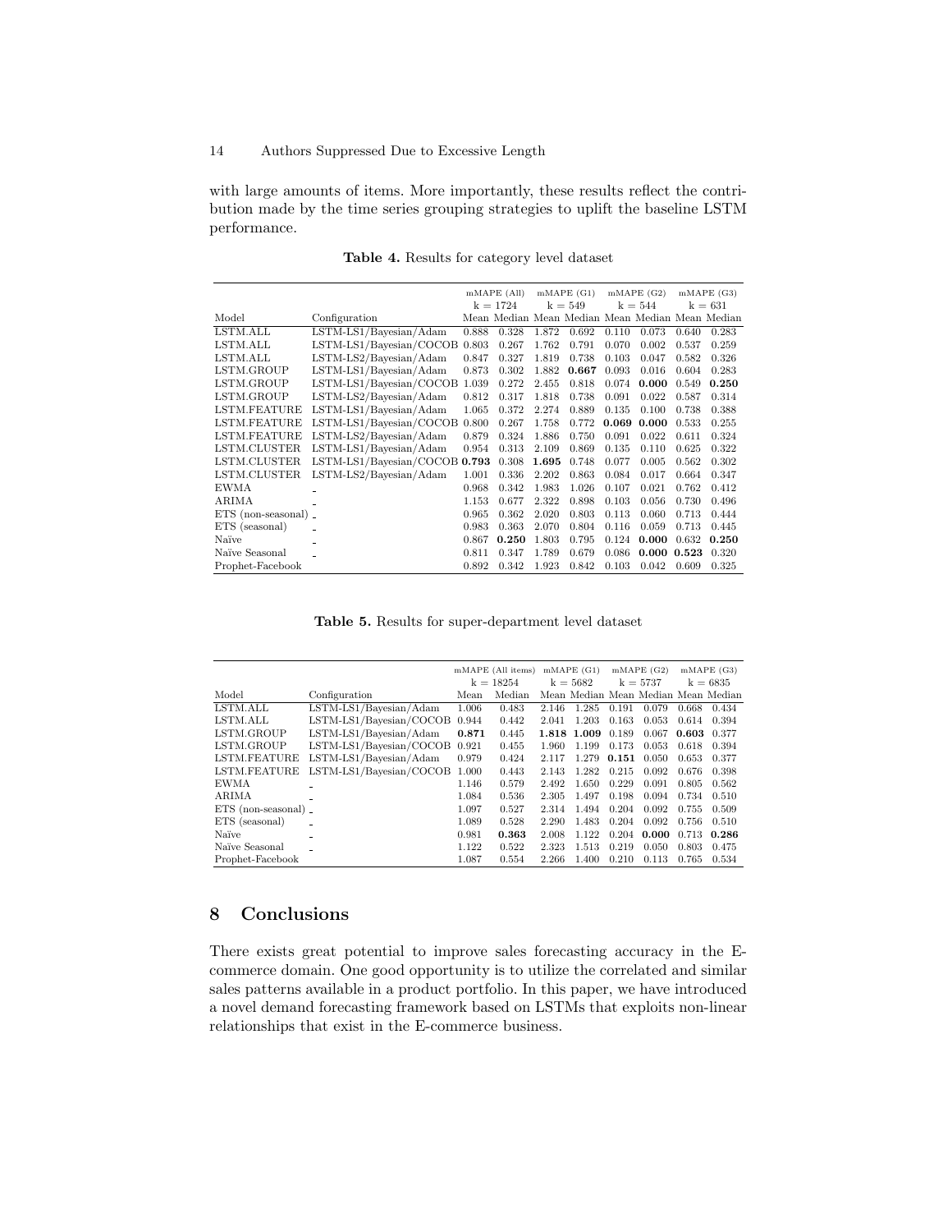with large amounts of items. More importantly, these results reflect the contribution made by the time series grouping strategies to uplift the baseline LSTM performance.

**Table 4.** Results for category level dataset

| | | mMAPE (All) k = 1724 | | mMAPE (G1) k = 549 | | mMAPE (G2) k = 544 | | mMAPE (G3) k = 631 | |
|---|---|---|---|---|---|---|---|---|---|
| Model | Configuration | Mean | Median | Mean | Median | Mean | Median | Mean | Median |
| LSTM.ALL | LSTM-LS1/Bayesian/Adam | 0.888 | 0.328 | 1.872 | 0.692 | 0.110 | 0.073 | 0.640 | 0.283 |
| LSTM.ALL | LSTM-LS1/Bayesian/COCOB | 0.803 | 0.267 | 1.762 | 0.791 | 0.070 | 0.002 | 0.537 | 0.259 |
| LSTM.ALL | LSTM-LS2/Bayesian/Adam | 0.847 | 0.327 | 1.819 | 0.738 | 0.103 | 0.047 | 0.582 | 0.326 |
| LSTM.GROUP | LSTM-LS1/Bayesian/Adam | 0.873 | 0.302 | 1.882 | **0.667** | 0.093 | 0.016 | 0.604 | 0.283 |
| LSTM.GROUP | LSTM-LS1/Bayesian/COCOB | 1.039 | 0.272 | 2.455 | 0.818 | 0.074 | **0.000** | 0.549 | **0.250** |
| LSTM.GROUP | LSTM-LS2/Bayesian/Adam | 0.812 | 0.317 | 1.818 | 0.738 | 0.091 | 0.022 | 0.587 | 0.314 |
| LSTM.FEATURE | LSTM-LS1/Bayesian/Adam | 1.065 | 0.372 | 2.274 | 0.889 | 0.135 | 0.100 | 0.738 | 0.388 |
| LSTM.FEATURE | LSTM-LS1/Bayesian/COCOB | 0.800 | 0.267 | 1.758 | 0.772 | **0.069** | **0.000** | 0.533 | 0.255 |
| LSTM.FEATURE | LSTM-LS2/Bayesian/Adam | 0.879 | 0.324 | 1.886 | 0.750 | 0.091 | 0.022 | 0.611 | 0.324 |
| LSTM.CLUSTER | LSTM-LS1/Bayesian/Adam | 0.954 | 0.313 | 2.109 | 0.869 | 0.135 | 0.110 | 0.625 | 0.322 |
| LSTM.CLUSTER | LSTM-LS1/Bayesian/COCOB | **0.793** | 0.308 | **1.695** | 0.748 | 0.077 | 0.005 | 0.562 | 0.302 |
| LSTM.CLUSTER | LSTM-LS2/Bayesian/Adam | 1.001 | 0.336 | 2.202 | 0.863 | 0.084 | 0.017 | 0.664 | 0.347 |
| EWMA | - | 0.968 | 0.342 | 1.983 | 1.026 | 0.107 | 0.021 | 0.762 | 0.412 |
| ARIMA | - | 1.153 | 0.677 | 2.322 | 0.898 | 0.103 | 0.056 | 0.730 | 0.496 |
| ETS (non-seasonal) | - | 0.965 | 0.362 | 2.020 | 0.803 | 0.113 | 0.060 | 0.713 | 0.444 |
| ETS (seasonal) | - | 0.983 | 0.363 | 2.070 | 0.804 | 0.116 | 0.059 | 0.713 | 0.445 |
| Naïve | - | 0.867 | **0.250** | 1.803 | 0.795 | 0.124 | **0.000** | 0.632 | **0.250** |
| Naïve Seasonal | - | 0.811 | 0.347 | 1.789 | 0.679 | 0.086 | **0.000** | **0.523** | 0.320 |
| Prophet-Facebook | | 0.892 | 0.342 | 1.923 | 0.842 | 0.103 | 0.042 | 0.609 | 0.325 |

**Table 5.** Results for super-department level dataset

| | | mMAPE (All items) k = 18254 | | mMAPE (G1) k = 5682 | | mMAPE (G2) k = 5737 | | mMAPE (G3) k = 6835 | |
|---|---|---|---|---|---|---|---|---|---|
| Model | Configuration | Mean | Median | Mean | Median | Mean | Median | Mean | Median |
| LSTM.ALL | LSTM-LS1/Bayesian/Adam | 1.006 | 0.483 | 2.146 | 1.285 | 0.191 | 0.079 | 0.668 | 0.434 |
| LSTM.ALL | LSTM-LS1/Bayesian/COCOB | 0.944 | 0.442 | 2.041 | 1.203 | 0.163 | 0.053 | 0.614 | 0.394 |
| LSTM.GROUP | LSTM-LS1/Bayesian/Adam | **0.871** | 0.445 | **1.818** | **1.009** | 0.189 | 0.067 | **0.603** | 0.377 |
| LSTM.GROUP | LSTM-LS1/Bayesian/COCOB | 0.921 | 0.455 | 1.960 | 1.199 | 0.173 | 0.053 | 0.618 | 0.394 |
| LSTM.FEATURE | LSTM-LS1/Bayesian/Adam | 0.979 | 0.424 | 2.117 | 1.279 | **0.151** | 0.050 | 0.653 | 0.377 |
| LSTM.FEATURE | LSTM-LS1/Bayesian/COCOB | 1.000 | 0.443 | 2.143 | 1.282 | 0.215 | 0.092 | 0.676 | 0.398 |
| EWMA | - | 1.146 | 0.579 | 2.492 | 1.650 | 0.229 | 0.091 | 0.805 | 0.562 |
| ARIMA | - | 1.084 | 0.536 | 2.305 | 1.497 | 0.198 | 0.094 | 0.734 | 0.510 |
| ETS (non-seasonal) | - | 1.097 | 0.527 | 2.314 | 1.494 | 0.204 | 0.092 | 0.755 | 0.509 |
| ETS (seasonal) | - | 1.089 | 0.528 | 2.290 | 1.483 | 0.204 | 0.092 | 0.756 | 0.510 |
| Naïve | - | 0.981 | **0.363** | 2.008 | 1.122 | 0.204 | **0.000** | 0.713 | **0.286** |
| Naïve Seasonal | - | 1.122 | 0.522 | 2.323 | 1.513 | 0.219 | 0.050 | 0.803 | 0.475 |
| Prophet-Facebook | | 1.087 | 0.554 | 2.266 | 1.400 | 0.210 | 0.113 | 0.765 | 0.534 |

## 8 Conclusions

There exists great potential to improve sales forecasting accuracy in the E-commerce domain. One good opportunity is to utilize the correlated and similar sales patterns available in a product portfolio. In this paper, we have introduced a novel demand forecasting framework based on LSTMs that exploits non-linear relationships that exist in the E-commerce business.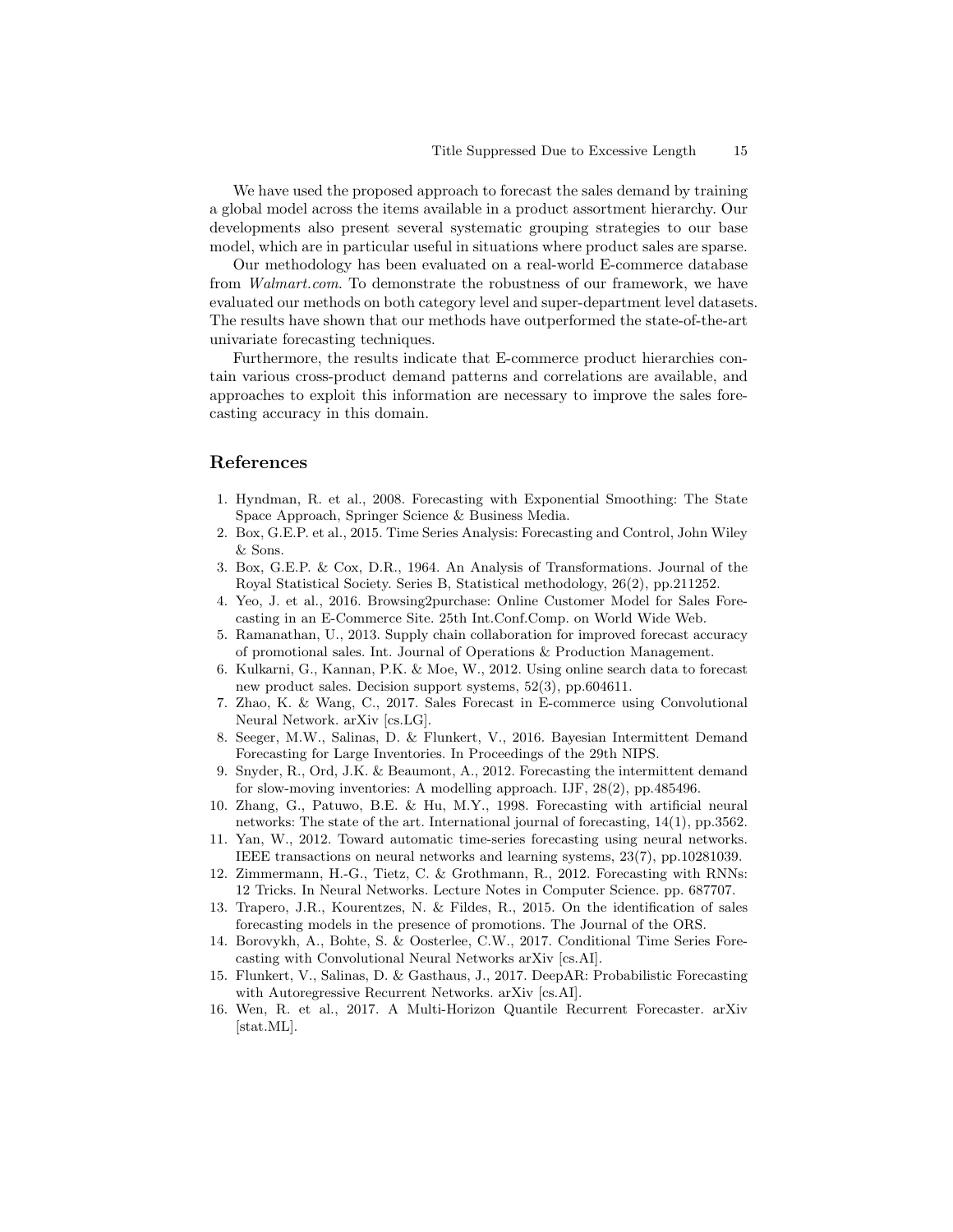We have used the proposed approach to forecast the sales demand by training a global model across the items available in a product assortment hierarchy. Our developments also present several systematic grouping strategies to our base model, which are in particular useful in situations where product sales are sparse.

Our methodology has been evaluated on a real-world E-commerce database from *Walmart.com*. To demonstrate the robustness of our framework, we have evaluated our methods on both category level and super-department level datasets. The results have shown that our methods have outperformed the state-of-the-art univariate forecasting techniques.

Furthermore, the results indicate that E-commerce product hierarchies contain various cross-product demand patterns and correlations are available, and approaches to exploit this information are necessary to improve the sales forecasting accuracy in this domain.

## References

1. Hyndman, R. et al., 2008. Forecasting with Exponential Smoothing: The State Space Approach, Springer Science & Business Media.
2. Box, G.E.P. et al., 2015. Time Series Analysis: Forecasting and Control, John Wiley & Sons.
3. Box, G.E.P. & Cox, D.R., 1964. An Analysis of Transformations. Journal of the Royal Statistical Society. Series B, Statistical methodology, 26(2), pp.211252.
4. Yeo, J. et al., 2016. Browsing2purchase: Online Customer Model for Sales Forecasting in an E-Commerce Site. 25th Int.Conf.Comp. on World Wide Web.
5. Ramanathan, U., 2013. Supply chain collaboration for improved forecast accuracy of promotional sales. Int. Journal of Operations & Production Management.
6. Kulkarni, G., Kannan, P.K. & Moe, W., 2012. Using online search data to forecast new product sales. Decision support systems, 52(3), pp.604611.
7. Zhao, K. & Wang, C., 2017. Sales Forecast in E-commerce using Convolutional Neural Network. arXiv [cs.LG].
8. Seeger, M.W., Salinas, D. & Flunkert, V., 2016. Bayesian Intermittent Demand Forecasting for Large Inventories. In Proceedings of the 29th NIPS.
9. Snyder, R., Ord, J.K. & Beaumont, A., 2012. Forecasting the intermittent demand for slow-moving inventories: A modelling approach. IJF, 28(2), pp.485496.
10. Zhang, G., Patuwo, B.E. & Hu, M.Y., 1998. Forecasting with artificial neural networks: The state of the art. International journal of forecasting, 14(1), pp.3562.
11. Yan, W., 2012. Toward automatic time-series forecasting using neural networks. IEEE transactions on neural networks and learning systems, 23(7), pp.10281039.
12. Zimmermann, H.-G., Tietz, C. & Grothmann, R., 2012. Forecasting with RNNs: 12 Tricks. In Neural Networks. Lecture Notes in Computer Science. pp. 687707.
13. Trapero, J.R., Kourentzes, N. & Fildes, R., 2015. On the identification of sales forecasting models in the presence of promotions. The Journal of the ORS.
14. Borovykh, A., Bohte, S. & Oosterlee, C.W., 2017. Conditional Time Series Forecasting with Convolutional Neural Networks arXiv [cs.AI].
15. Flunkert, V., Salinas, D. & Gasthaus, J., 2017. DeepAR: Probabilistic Forecasting with Autoregressive Recurrent Networks. arXiv [cs.AI].
16. Wen, R. et al., 2017. A Multi-Horizon Quantile Recurrent Forecaster. arXiv [stat.ML].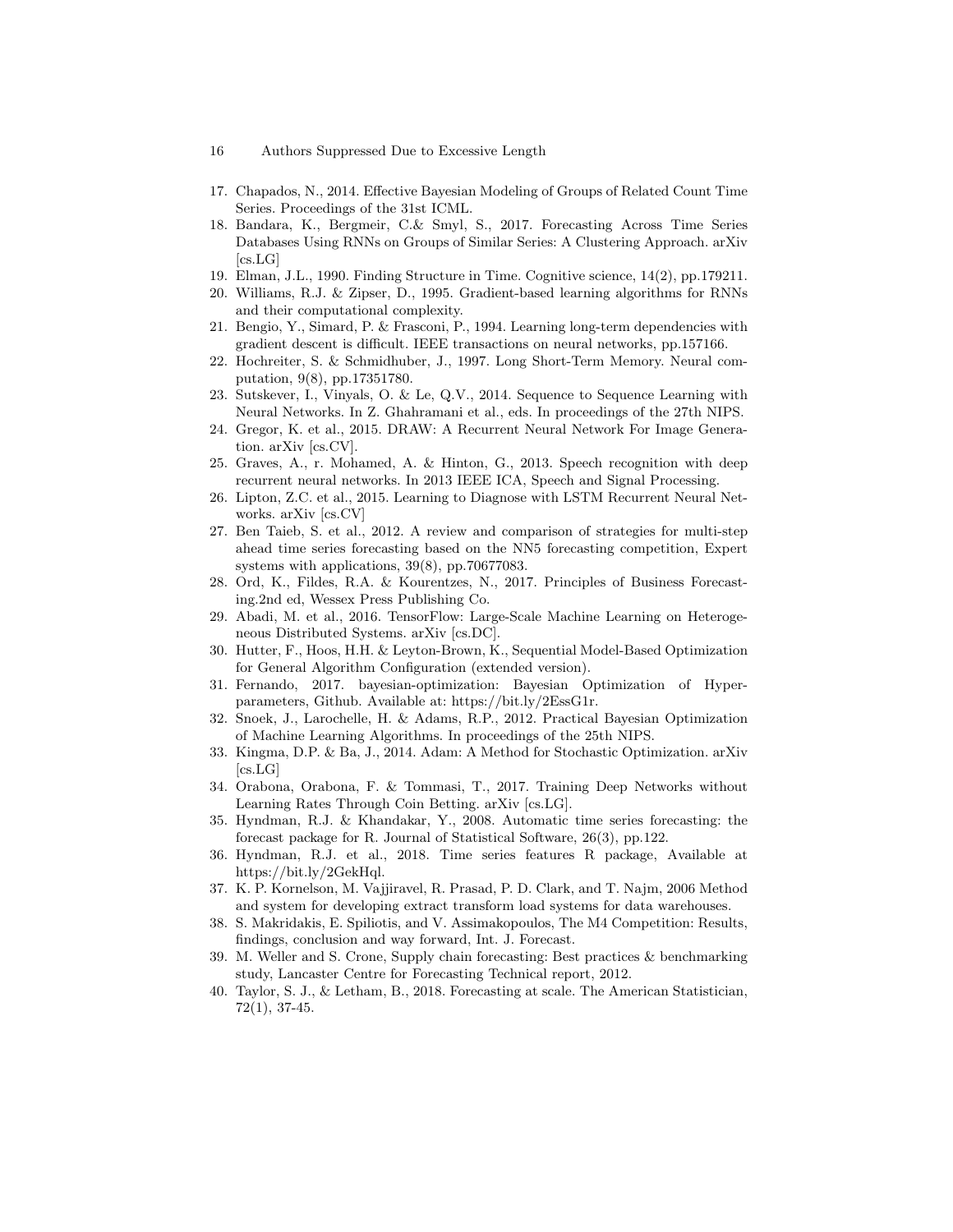17. Chapados, N., 2014. Effective Bayesian Modeling of Groups of Related Count Time Series. Proceedings of the 31st ICML.
18. Bandara, K., Bergmeir, C.& Smyl, S., 2017. Forecasting Across Time Series Databases Using RNNs on Groups of Similar Series: A Clustering Approach. arXiv [cs.LG]
19. Elman, J.L., 1990. Finding Structure in Time. Cognitive science, 14(2), pp.179211.
20. Williams, R.J. & Zipser, D., 1995. Gradient-based learning algorithms for RNNs and their computational complexity.
21. Bengio, Y., Simard, P. & Frasconi, P., 1994. Learning long-term dependencies with gradient descent is difficult. IEEE transactions on neural networks, pp.157166.
22. Hochreiter, S. & Schmidhuber, J., 1997. Long Short-Term Memory. Neural computation, 9(8), pp.17351780.
23. Sutskever, I., Vinyals, O. & Le, Q.V., 2014. Sequence to Sequence Learning with Neural Networks. In Z. Ghahramani et al., eds. In proceedings of the 27th NIPS.
24. Gregor, K. et al., 2015. DRAW: A Recurrent Neural Network For Image Generation. arXiv [cs.CV].
25. Graves, A., r. Mohamed, A. & Hinton, G., 2013. Speech recognition with deep recurrent neural networks. In 2013 IEEE ICA, Speech and Signal Processing.
26. Lipton, Z.C. et al., 2015. Learning to Diagnose with LSTM Recurrent Neural Networks. arXiv [cs.CV]
27. Ben Taieb, S. et al., 2012. A review and comparison of strategies for multi-step ahead time series forecasting based on the NN5 forecasting competition, Expert systems with applications, 39(8), pp.70677083.
28. Ord, K., Fildes, R.A. & Kourentzes, N., 2017. Principles of Business Forecasting.2nd ed, Wessex Press Publishing Co.
29. Abadi, M. et al., 2016. TensorFlow: Large-Scale Machine Learning on Heterogeneous Distributed Systems. arXiv [cs.DC].
30. Hutter, F., Hoos, H.H. & Leyton-Brown, K., Sequential Model-Based Optimization for General Algorithm Configuration (extended version).
31. Fernando, 2017. bayesian-optimization: Bayesian Optimization of Hyperparameters, Github. Available at: https://bit.ly/2EssG1r.
32. Snoek, J., Larochelle, H. & Adams, R.P., 2012. Practical Bayesian Optimization of Machine Learning Algorithms. In proceedings of the 25th NIPS.
33. Kingma, D.P. & Ba, J., 2014. Adam: A Method for Stochastic Optimization. arXiv [cs.LG]
34. Orabona, Orabona, F. & Tommasi, T., 2017. Training Deep Networks without Learning Rates Through Coin Betting. arXiv [cs.LG].
35. Hyndman, R.J. & Khandakar, Y., 2008. Automatic time series forecasting: the forecast package for R. Journal of Statistical Software, 26(3), pp.122.
36. Hyndman, R.J. et al., 2018. Time series features R package, Available at https://bit.ly/2GekHql.
37. K. P. Kornelson, M. Vajjiravel, R. Prasad, P. D. Clark, and T. Najm, 2006 Method and system for developing extract transform load systems for data warehouses.
38. S. Makridakis, E. Spiliotis, and V. Assimakopoulos, The M4 Competition: Results, findings, conclusion and way forward, Int. J. Forecast.
39. M. Weller and S. Crone, Supply chain forecasting: Best practices & benchmarking study, Lancaster Centre for Forecasting Technical report, 2012.
40. Taylor, S. J., & Letham, B., 2018. Forecasting at scale. The American Statistician, 72(1), 37-45.